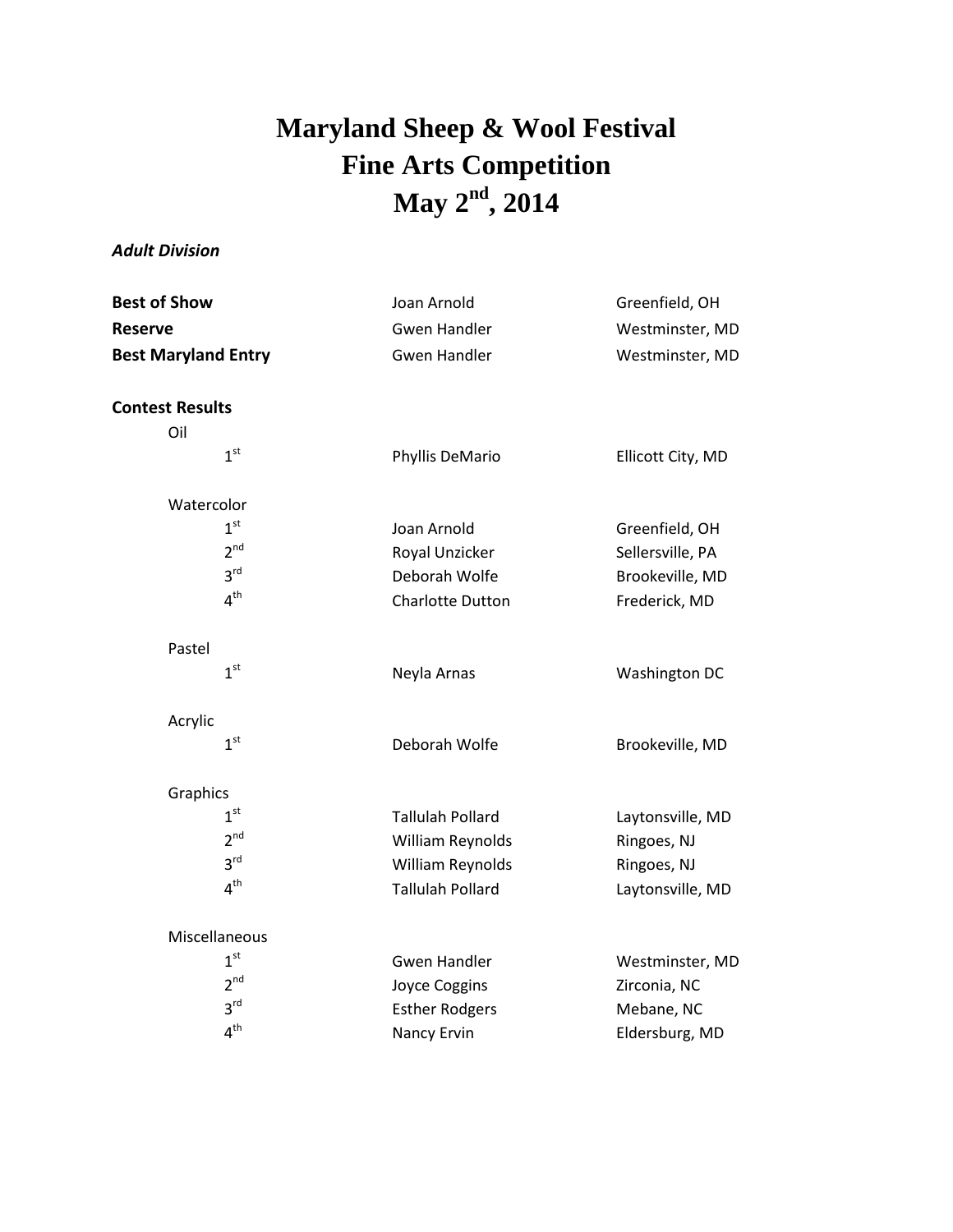# Maryland Sheep & Wool Festival
# Fine Arts Competition
# May 2nd, 2014

***Adult Division***

| | | |
|---|---|---|
| **Best of Show** | Joan Arnold | Greenfield, OH |
| **Reserve** | Gwen Handler | Westminster, MD |
| **Best Maryland Entry** | Gwen Handler | Westminster, MD |

**Contest Results**

| | | |
|---|---|---|
| Oil | | |
| 1st | Phyllis DeMario | Ellicott City, MD |
| Watercolor | | |
| 1st | Joan Arnold | Greenfield, OH |
| 2nd | Royal Unzicker | Sellersville, PA |
| 3rd | Deborah Wolfe | Brookeville, MD |
| 4th | Charlotte Dutton | Frederick, MD |
| Pastel | | |
| 1st | Neyla Arnas | Washington DC |
| Acrylic | | |
| 1st | Deborah Wolfe | Brookeville, MD |
| Graphics | | |
| 1st | Tallulah Pollard | Laytonsville, MD |
| 2nd | William Reynolds | Ringoes, NJ |
| 3rd | William Reynolds | Ringoes, NJ |
| 4th | Tallulah Pollard | Laytonsville, MD |
| Miscellaneous | | |
| 1st | Gwen Handler | Westminster, MD |
| 2nd | Joyce Coggins | Zirconia, NC |
| 3rd | Esther Rodgers | Mebane, NC |
| 4th | Nancy Ervin | Eldersburg, MD |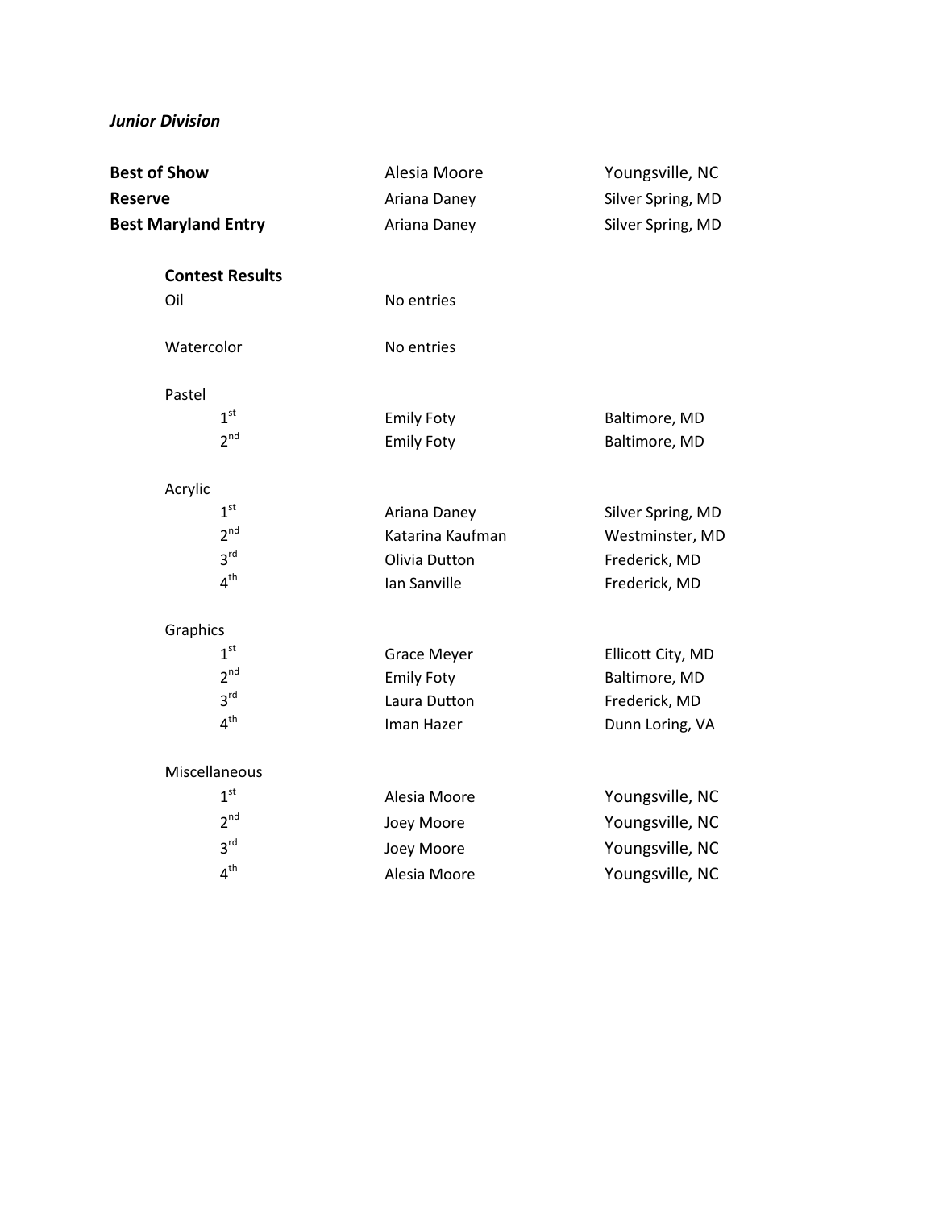***Junior Division***

| | | |
|---|---|---|
| **Best of Show** | Alesia Moore | Youngsville, NC |
| **Reserve** | Ariana Daney | Silver Spring, MD |
| **Best Maryland Entry** | Ariana Daney | Silver Spring, MD |

**Contest Results**

| | | |
|---|---|---|
| Oil | No entries | |
| Watercolor | No entries | |
| Pastel | | |
| 1st | Emily Foty | Baltimore, MD |
| 2nd | Emily Foty | Baltimore, MD |
| Acrylic | | |
| 1st | Ariana Daney | Silver Spring, MD |
| 2nd | Katarina Kaufman | Westminster, MD |
| 3rd | Olivia Dutton | Frederick, MD |
| 4th | Ian Sanville | Frederick, MD |
| Graphics | | |
| 1st | Grace Meyer | Ellicott City, MD |
| 2nd | Emily Foty | Baltimore, MD |
| 3rd | Laura Dutton | Frederick, MD |
| 4th | Iman Hazer | Dunn Loring, VA |
| Miscellaneous | | |
| 1st | Alesia Moore | Youngsville, NC |
| 2nd | Joey Moore | Youngsville, NC |
| 3rd | Joey Moore | Youngsville, NC |
| 4th | Alesia Moore | Youngsville, NC |